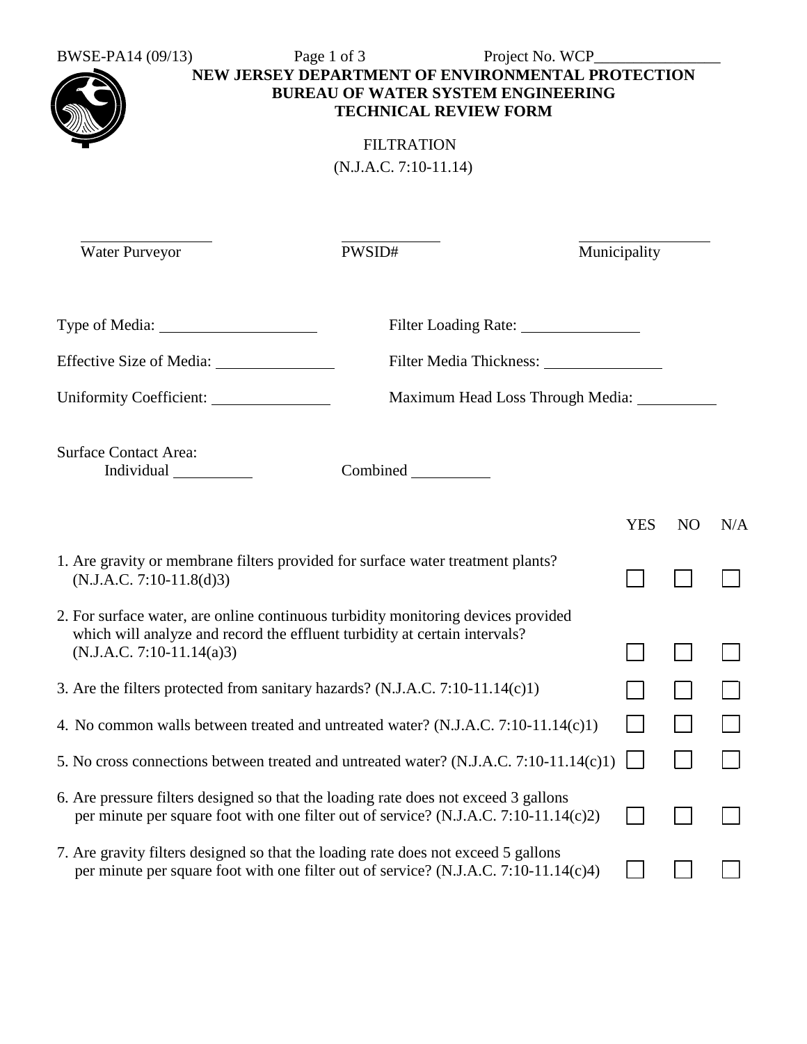BWSE-PA14 (09/13) Project No. WCP________________

**NEW JERSEY DEPARTMENT OF ENVIRONMENTAL PROTECTION**
**BUREAU OF WATER SYSTEM ENGINEERING**
**TECHNICAL REVIEW FORM**

FILTRATION
(N.J.A.C. 7:10-11.14)

________________ ________________ ________________
Water Purveyor PWSID# Municipality

Type of Media: ________________ Filter Loading Rate: ________________

Effective Size of Media: ________________ Filter Media Thickness: ________________

Uniformity Coefficient: ________________ Maximum Head Loss Through Media: ________________

Surface Contact Area:
Individual ____________ Combined ____________

| | YES | NO | N/A |
|---|---|---|---|
| 1. Are gravity or membrane filters provided for surface water treatment plants? (N.J.A.C. 7:10-11.8(d)3) | ☐ | ☐ | ☐ |
| 2. For surface water, are online continuous turbidity monitoring devices provided which will analyze and record the effluent turbidity at certain intervals? (N.J.A.C. 7:10-11.14(a)3) | ☐ | ☐ | ☐ |
| 3. Are the filters protected from sanitary hazards? (N.J.A.C. 7:10-11.14(c)1) | ☐ | ☐ | ☐ |
| 4. No common walls between treated and untreated water? (N.J.A.C. 7:10-11.14(c)1) | ☐ | ☐ | ☐ |
| 5. No cross connections between treated and untreated water? (N.J.A.C. 7:10-11.14(c)1) | ☐ | ☐ | ☐ |
| 6. Are pressure filters designed so that the loading rate does not exceed 3 gallons per minute per square foot with one filter out of service? (N.J.A.C. 7:10-11.14(c)2) | ☐ | ☐ | ☐ |
| 7. Are gravity filters designed so that the loading rate does not exceed 5 gallons per minute per square foot with one filter out of service? (N.J.A.C. 7:10-11.14(c)4) | ☐ | ☐ | ☐ |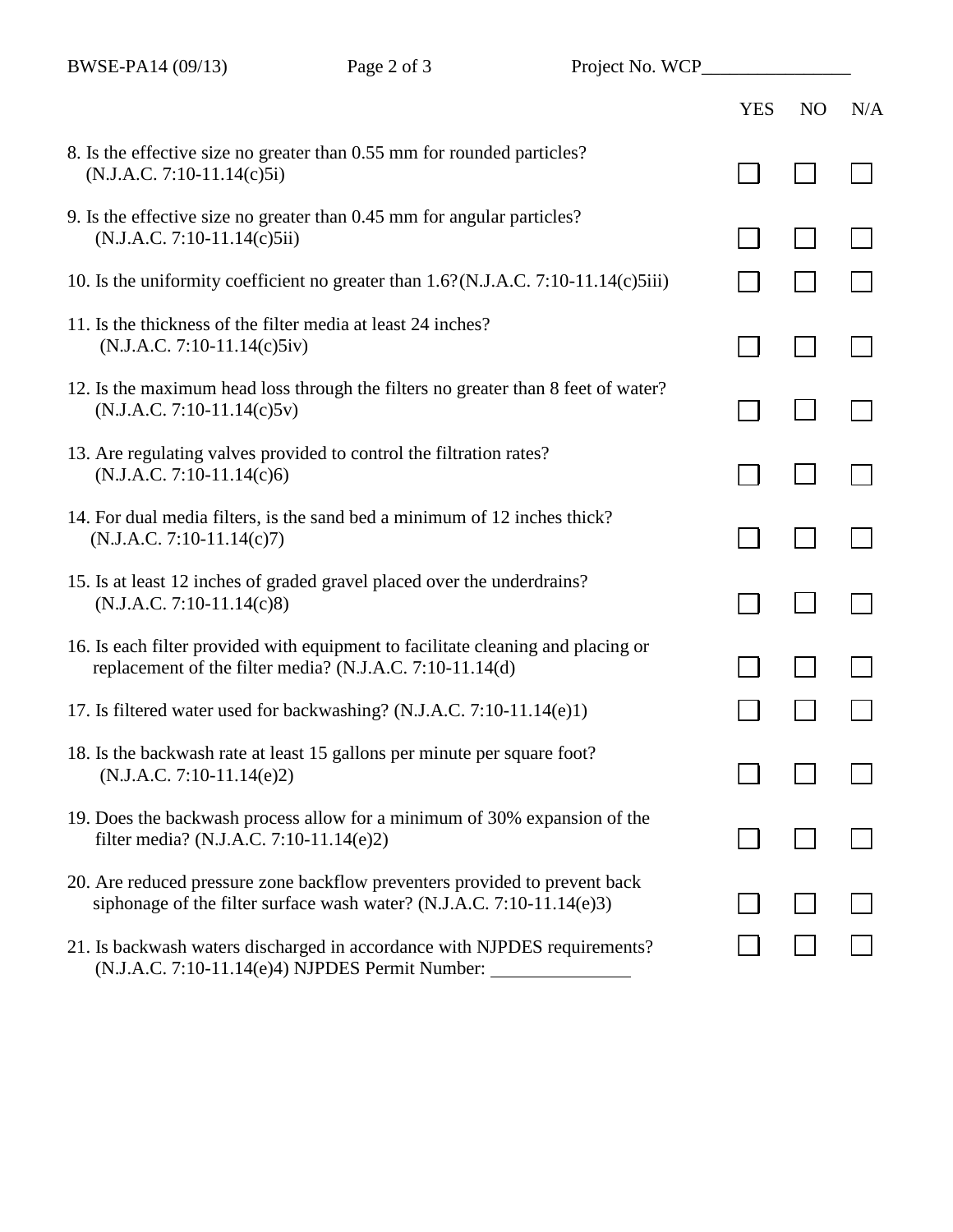Project No. WCP________________

| | YES | NO | N/A |
|---|---|---|---|
| 8. Is the effective size no greater than 0.55 mm for rounded particles? (N.J.A.C. 7:10-11.14(c)5i) | ☐ | ☐ | ☐ |
| 9. Is the effective size no greater than 0.45 mm for angular particles? (N.J.A.C. 7:10-11.14(c)5ii) | ☐ | ☐ | ☐ |
| 10. Is the uniformity coefficient no greater than 1.6? (N.J.A.C. 7:10-11.14(c)5iii) | ☐ | ☐ | ☐ |
| 11. Is the thickness of the filter media at least 24 inches? (N.J.A.C. 7:10-11.14(c)5iv) | ☐ | ☐ | ☐ |
| 12. Is the maximum head loss through the filters no greater than 8 feet of water? (N.J.A.C. 7:10-11.14(c)5v) | ☐ | ☐ | ☐ |
| 13. Are regulating valves provided to control the filtration rates? (N.J.A.C. 7:10-11.14(c)6) | ☐ | ☐ | ☐ |
| 14. For dual media filters, is the sand bed a minimum of 12 inches thick? (N.J.A.C. 7:10-11.14(c)7) | ☐ | ☐ | ☐ |
| 15. Is at least 12 inches of graded gravel placed over the underdrains? (N.J.A.C. 7:10-11.14(c)8) | ☐ | ☐ | ☐ |
| 16. Is each filter provided with equipment to facilitate cleaning and placing or replacement of the filter media? (N.J.A.C. 7:10-11.14(d) | ☐ | ☐ | ☐ |
| 17. Is filtered water used for backwashing? (N.J.A.C. 7:10-11.14(e)1) | ☐ | ☐ | ☐ |
| 18. Is the backwash rate at least 15 gallons per minute per square foot? (N.J.A.C. 7:10-11.14(e)2) | ☐ | ☐ | ☐ |
| 19. Does the backwash process allow for a minimum of 30% expansion of the filter media? (N.J.A.C. 7:10-11.14(e)2) | ☐ | ☐ | ☐ |
| 20. Are reduced pressure zone backflow preventers provided to prevent back siphonage of the filter surface wash water? (N.J.A.C. 7:10-11.14(e)3) | ☐ | ☐ | ☐ |
| 21. Is backwash waters discharged in accordance with NJPDES requirements? (N.J.A.C. 7:10-11.14(e)4) NJPDES Permit Number: _______________ | ☐ | ☐ | ☐ |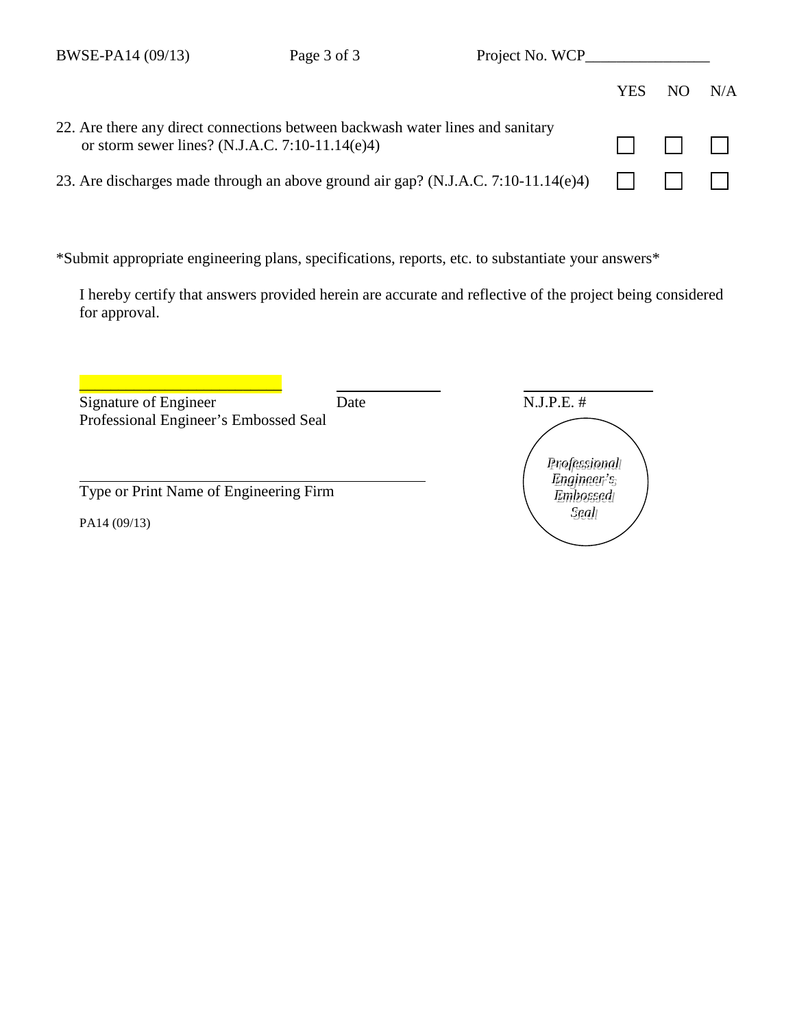Project No. WCP________________

| | YES | NO | N/A |
|---|---|---|---|
| 22. Are there any direct connections between backwash water lines and sanitary or storm sewer lines? (N.J.A.C. 7:10-11.14(e)4) | ☐ | ☐ | ☐ |
| 23. Are discharges made through an above ground air gap? (N.J.A.C. 7:10-11.14(e)4) | ☐ | ☐ | ☐ |

*Submit appropriate engineering plans, specifications, reports, etc. to substantiate your answers*

I hereby certify that answers provided herein are accurate and reflective of the project being considered for approval.

______________________________ ______________ ________________

Signature of Engineer Date N.J.P.E. #

Professional Engineer's Embossed Seal

______________________________________________

Type or Print Name of Engineering Firm

Professional Engineer's Embossed Seal

PA14 (09/13)